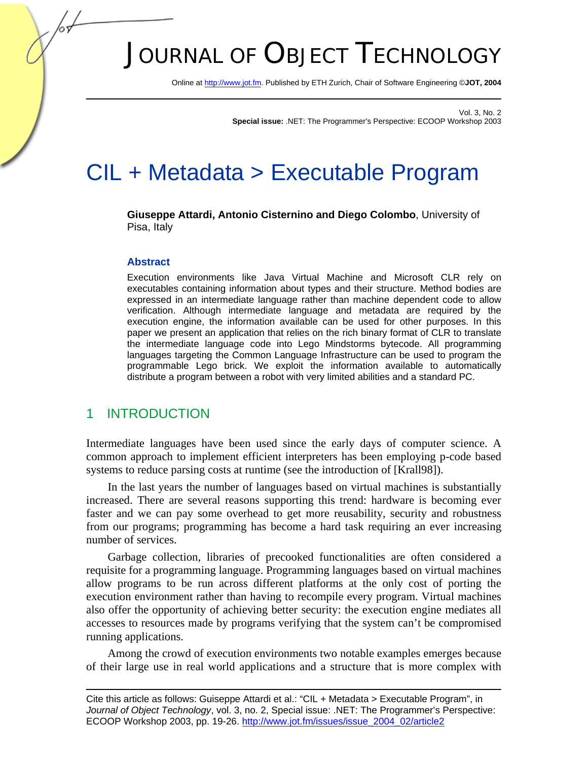# CIL + Metadata > Executable Program

**Giuseppe Attardi, Antonio Cisternino and Diego Colombo**, University of Pisa, Italy

### Abstract

Execution environments like Java Virtual Machine and Microsoft CLR rely on executables containing information about types and their structure. Method bodies are expressed in an intermediate language rather than machine dependent code to allow verification. Although intermediate language and metadata are required by the execution engine, the information available can be used for other purposes. In this paper we present an application that relies on the rich binary format of CLR to translate the intermediate language code into Lego Mindstorms bytecode. All programming languages targeting the Common Language Infrastructure can be used to program the programmable Lego brick. We exploit the information available to automatically distribute a program between a robot with very limited abilities and a standard PC.

## 1 INTRODUCTION

Intermediate languages have been used since the early days of computer science. A common approach to implement efficient interpreters has been employing p-code based systems to reduce parsing costs at runtime (see the introduction of [Krall98]).

In the last years the number of languages based on virtual machines is substantially increased. There are several reasons supporting this trend: hardware is becoming ever faster and we can pay some overhead to get more reusability, security and robustness from our programs; programming has become a hard task requiring an ever increasing number of services.

Garbage collection, libraries of precooked functionalities are often considered a requisite for a programming language. Programming languages based on virtual machines allow programs to be run across different platforms at the only cost of porting the execution environment rather than having to recompile every program. Virtual machines also offer the opportunity of achieving better security: the execution engine mediates all accesses to resources made by programs verifying that the system can't be compromised running applications.

Among the crowd of execution environments two notable examples emerges because of their large use in real world applications and a structure that is more complex with

Cite this article as follows: Guiseppe Attardi et al.: "CIL + Metadata > Executable Program", in *Journal of Object Technology*, vol. 3, no. 2, Special issue: .NET: The Programmer's Perspective: ECOOP Workshop 2003, pp. 19-26. http://www.jot.fm/issues/issue_2004_02/article2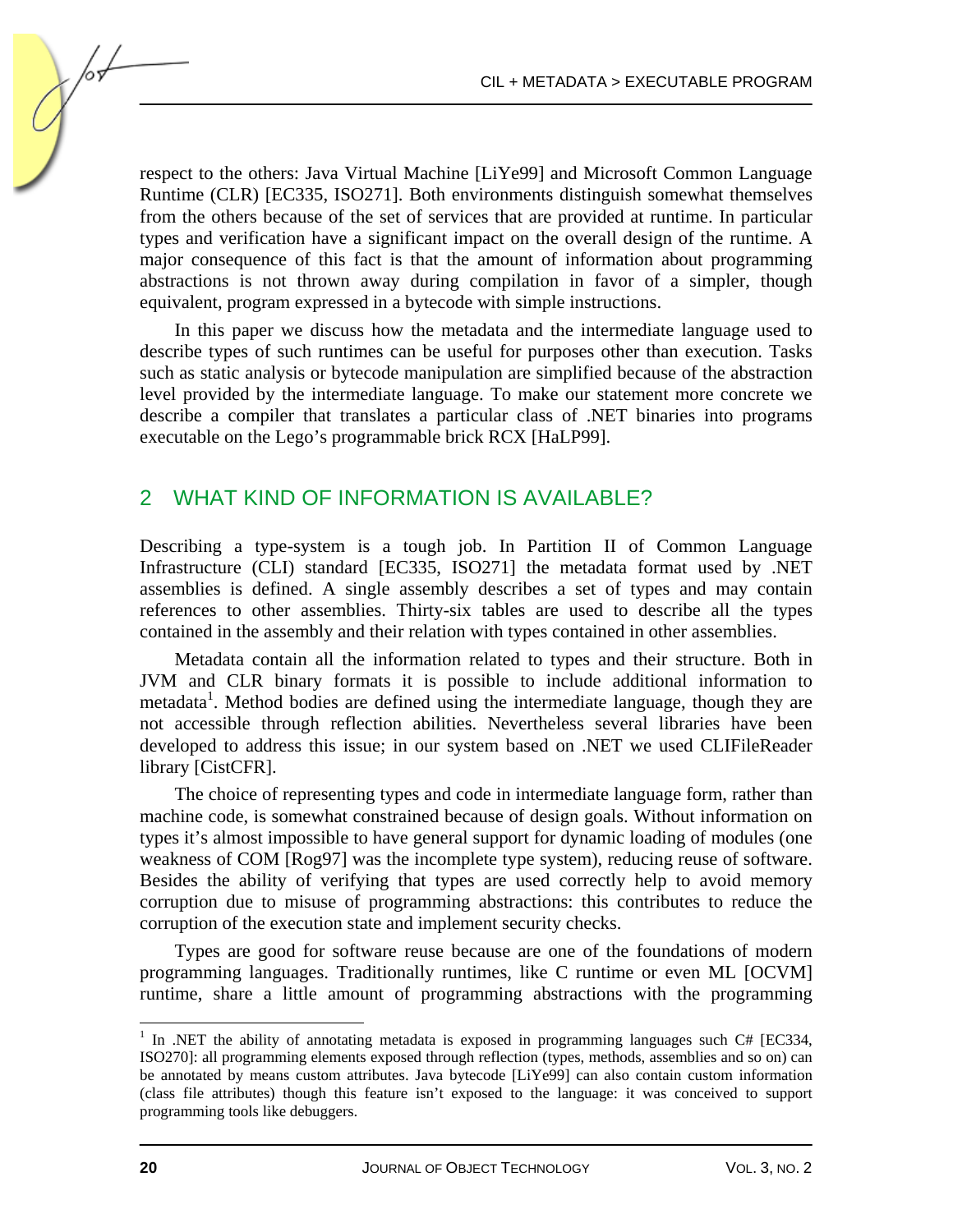respect to the others: Java Virtual Machine [LiYe99] and Microsoft Common Language Runtime (CLR) [EC335, ISO271]. Both environments distinguish somewhat themselves from the others because of the set of services that are provided at runtime. In particular types and verification have a significant impact on the overall design of the runtime. A major consequence of this fact is that the amount of information about programming abstractions is not thrown away during compilation in favor of a simpler, though equivalent, program expressed in a bytecode with simple instructions.

In this paper we discuss how the metadata and the intermediate language used to describe types of such runtimes can be useful for purposes other than execution. Tasks such as static analysis or bytecode manipulation are simplified because of the abstraction level provided by the intermediate language. To make our statement more concrete we describe a compiler that translates a particular class of .NET binaries into programs executable on the Lego's programmable brick RCX [HaLP99].

## 2 WHAT KIND OF INFORMATION IS AVAILABLE?

Describing a type-system is a tough job. In Partition II of Common Language Infrastructure (CLI) standard [EC335, ISO271] the metadata format used by .NET assemblies is defined. A single assembly describes a set of types and may contain references to other assemblies. Thirty-six tables are used to describe all the types contained in the assembly and their relation with types contained in other assemblies.

Metadata contain all the information related to types and their structure. Both in JVM and CLR binary formats it is possible to include additional information to metadata[1]. Method bodies are defined using the intermediate language, though they are not accessible through reflection abilities. Nevertheless several libraries have been developed to address this issue; in our system based on .NET we used CLIFileReader library [CistCFR].

The choice of representing types and code in intermediate language form, rather than machine code, is somewhat constrained because of design goals. Without information on types it's almost impossible to have general support for dynamic loading of modules (one weakness of COM [Rog97] was the incomplete type system), reducing reuse of software. Besides the ability of verifying that types are used correctly help to avoid memory corruption due to misuse of programming abstractions: this contributes to reduce the corruption of the execution state and implement security checks.

Types are good for software reuse because are one of the foundations of modern programming languages. Traditionally runtimes, like C runtime or even ML [OCVM] runtime, share a little amount of programming abstractions with the programming

---

[1] In .NET the ability of annotating metadata is exposed in programming languages such C# [EC334, ISO270]: all programming elements exposed through reflection (types, methods, assemblies and so on) can be annotated by means custom attributes. Java bytecode [LiYe99] can also contain custom information (class file attributes) though this feature isn't exposed to the language: it was conceived to support programming tools like debuggers.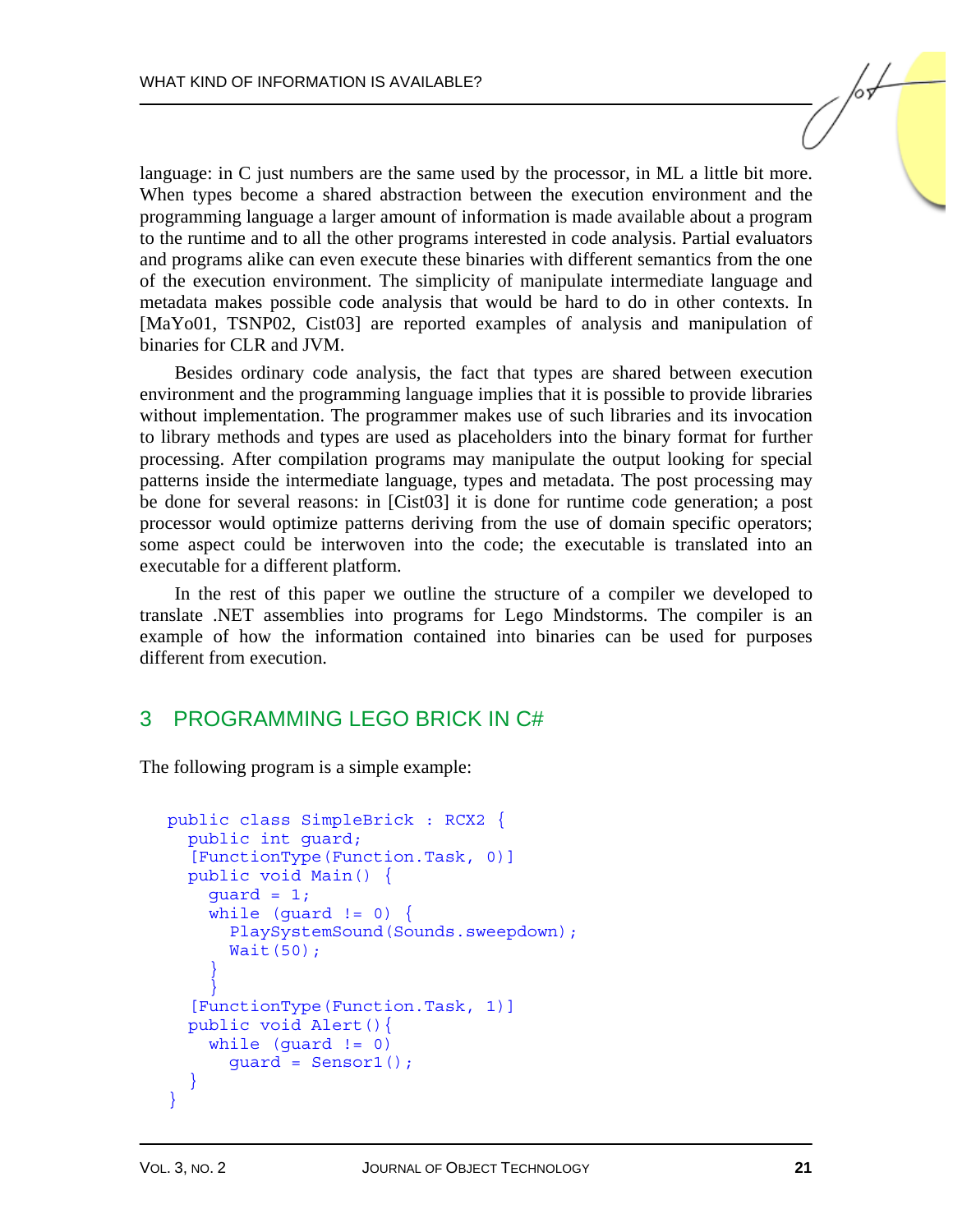language: in C just numbers are the same used by the processor, in ML a little bit more. When types become a shared abstraction between the execution environment and the programming language a larger amount of information is made available about a program to the runtime and to all the other programs interested in code analysis. Partial evaluators and programs alike can even execute these binaries with different semantics from the one of the execution environment. The simplicity of manipulate intermediate language and metadata makes possible code analysis that would be hard to do in other contexts. In [MaYo01, TSNP02, Cist03] are reported examples of analysis and manipulation of binaries for CLR and JVM.

Besides ordinary code analysis, the fact that types are shared between execution environment and the programming language implies that it is possible to provide libraries without implementation. The programmer makes use of such libraries and its invocation to library methods and types are used as placeholders into the binary format for further processing. After compilation programs may manipulate the output looking for special patterns inside the intermediate language, types and metadata. The post processing may be done for several reasons: in [Cist03] it is done for runtime code generation; a post processor would optimize patterns deriving from the use of domain specific operators; some aspect could be interwoven into the code; the executable is translated into an executable for a different platform.

In the rest of this paper we outline the structure of a compiler we developed to translate .NET assemblies into programs for Lego Mindstorms. The compiler is an example of how the information contained into binaries can be used for purposes different from execution.

## 3 PROGRAMMING LEGO BRICK IN C#

The following program is a simple example:

```
public class SimpleBrick : RCX2 {
  public int guard;
  [FunctionType(Function.Task, 0)]
  public void Main() {
    guard = 1;
    while (guard != 0) {
      PlaySystemSound(Sounds.sweepdown);
      Wait(50);
    }
    }
  [FunctionType(Function.Task, 1)]
  public void Alert(){
    while (guard != 0)
      guard = Sensor1();
  }
}
```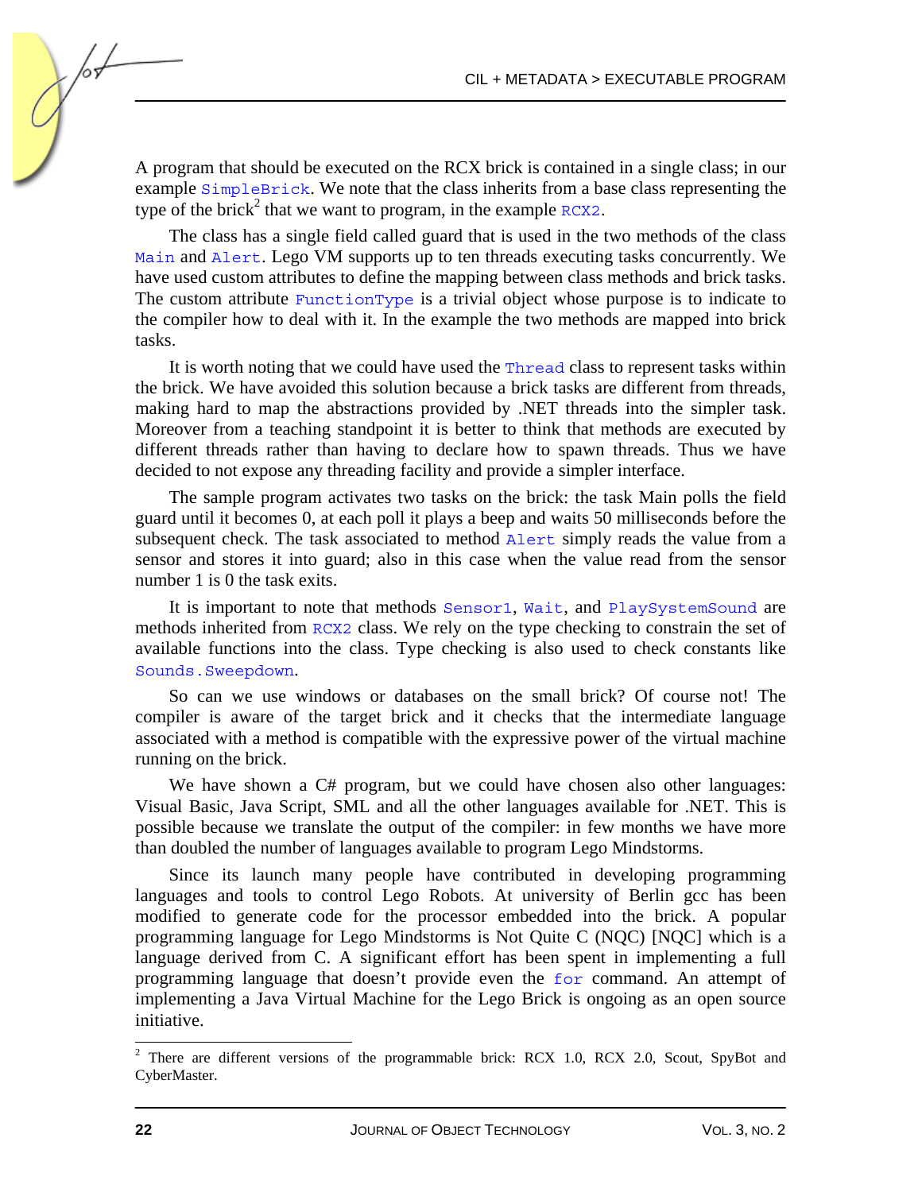A program that should be executed on the RCX brick is contained in a single class; in our example `SimpleBrick`. We note that the class inherits from a base class representing the type of the brick[2] that we want to program, in the example `RCX2`.

The class has a single field called guard that is used in the two methods of the class `Main` and `Alert`. Lego VM supports up to ten threads executing tasks concurrently. We have used custom attributes to define the mapping between class methods and brick tasks. The custom attribute `FunctionType` is a trivial object whose purpose is to indicate to the compiler how to deal with it. In the example the two methods are mapped into brick tasks.

It is worth noting that we could have used the `Thread` class to represent tasks within the brick. We have avoided this solution because a brick tasks are different from threads, making hard to map the abstractions provided by .NET threads into the simpler task. Moreover from a teaching standpoint it is better to think that methods are executed by different threads rather than having to declare how to spawn threads. Thus we have decided to not expose any threading facility and provide a simpler interface.

The sample program activates two tasks on the brick: the task Main polls the field guard until it becomes 0, at each poll it plays a beep and waits 50 milliseconds before the subsequent check. The task associated to method `Alert` simply reads the value from a sensor and stores it into guard; also in this case when the value read from the sensor number 1 is 0 the task exits.

It is important to note that methods `Sensor1`, `Wait`, and `PlaySystemSound` are methods inherited from `RCX2` class. We rely on the type checking to constrain the set of available functions into the class. Type checking is also used to check constants like `Sounds.Sweepdown`.

So can we use windows or databases on the small brick? Of course not! The compiler is aware of the target brick and it checks that the intermediate language associated with a method is compatible with the expressive power of the virtual machine running on the brick.

We have shown a C# program, but we could have chosen also other languages: Visual Basic, Java Script, SML and all the other languages available for .NET. This is possible because we translate the output of the compiler: in few months we have more than doubled the number of languages available to program Lego Mindstorms.

Since its launch many people have contributed in developing programming languages and tools to control Lego Robots. At university of Berlin gcc has been modified to generate code for the processor embedded into the brick. A popular programming language for Lego Mindstorms is Not Quite C (NQC) [NQC] which is a language derived from C. A significant effort has been spent in implementing a full programming language that doesn't provide even the `for` command. An attempt of implementing a Java Virtual Machine for the Lego Brick is ongoing as an open source initiative.

[2] There are different versions of the programmable brick: RCX 1.0, RCX 2.0, Scout, SpyBot and CyberMaster.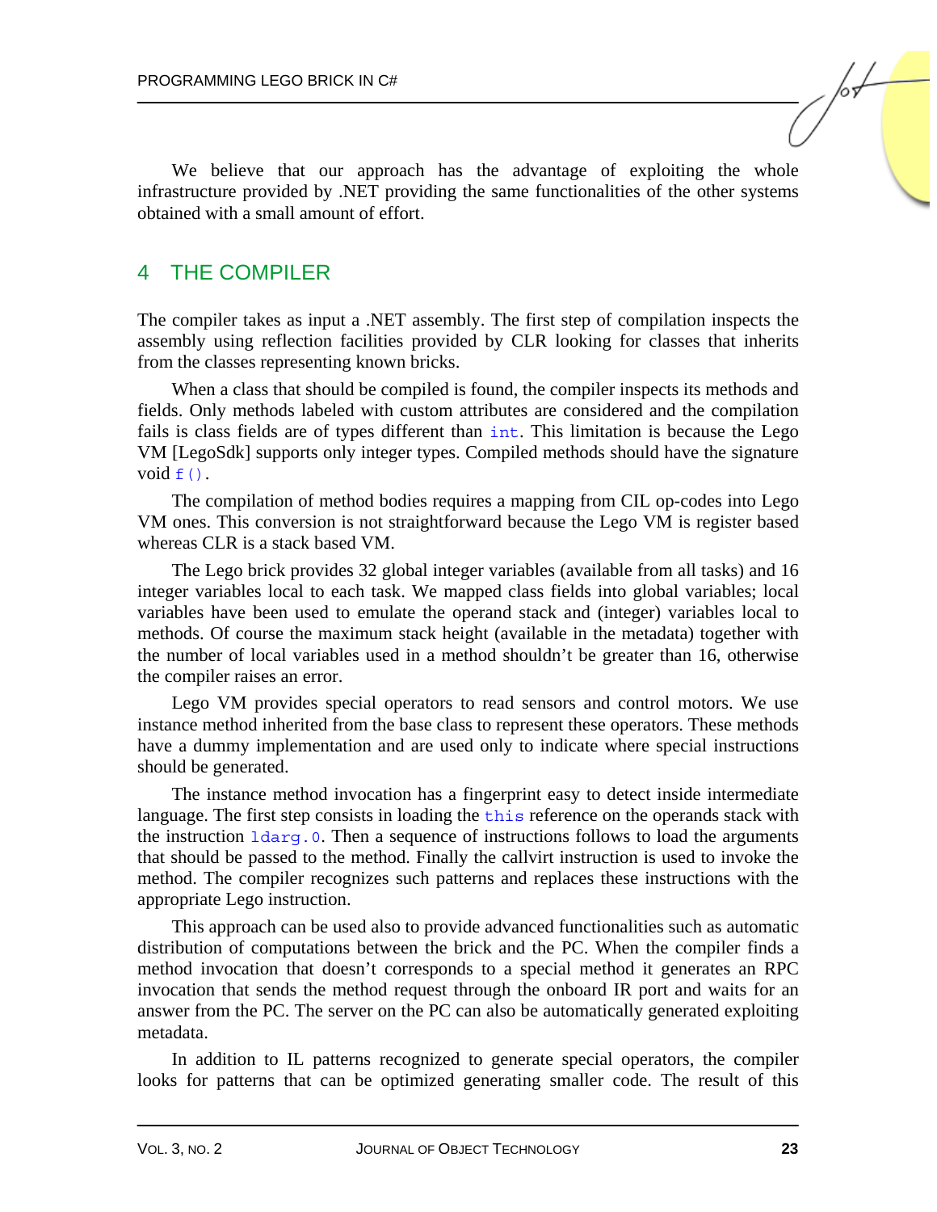We believe that our approach has the advantage of exploiting the whole infrastructure provided by .NET providing the same functionalities of the other systems obtained with a small amount of effort.

## 4 THE COMPILER

The compiler takes as input a .NET assembly. The first step of compilation inspects the assembly using reflection facilities provided by CLR looking for classes that inherits from the classes representing known bricks.

When a class that should be compiled is found, the compiler inspects its methods and fields. Only methods labeled with custom attributes are considered and the compilation fails is class fields are of types different than `int`. This limitation is because the Lego VM [LegoSdk] supports only integer types. Compiled methods should have the signature void `f()`.

The compilation of method bodies requires a mapping from CIL op-codes into Lego VM ones. This conversion is not straightforward because the Lego VM is register based whereas CLR is a stack based VM.

The Lego brick provides 32 global integer variables (available from all tasks) and 16 integer variables local to each task. We mapped class fields into global variables; local variables have been used to emulate the operand stack and (integer) variables local to methods. Of course the maximum stack height (available in the metadata) together with the number of local variables used in a method shouldn't be greater than 16, otherwise the compiler raises an error.

Lego VM provides special operators to read sensors and control motors. We use instance method inherited from the base class to represent these operators. These methods have a dummy implementation and are used only to indicate where special instructions should be generated.

The instance method invocation has a fingerprint easy to detect inside intermediate language. The first step consists in loading the `this` reference on the operands stack with the instruction `ldarg.0`. Then a sequence of instructions follows to load the arguments that should be passed to the method. Finally the callvirt instruction is used to invoke the method. The compiler recognizes such patterns and replaces these instructions with the appropriate Lego instruction.

This approach can be used also to provide advanced functionalities such as automatic distribution of computations between the brick and the PC. When the compiler finds a method invocation that doesn't corresponds to a special method it generates an RPC invocation that sends the method request through the onboard IR port and waits for an answer from the PC. The server on the PC can also be automatically generated exploiting metadata.

In addition to IL patterns recognized to generate special operators, the compiler looks for patterns that can be optimized generating smaller code. The result of this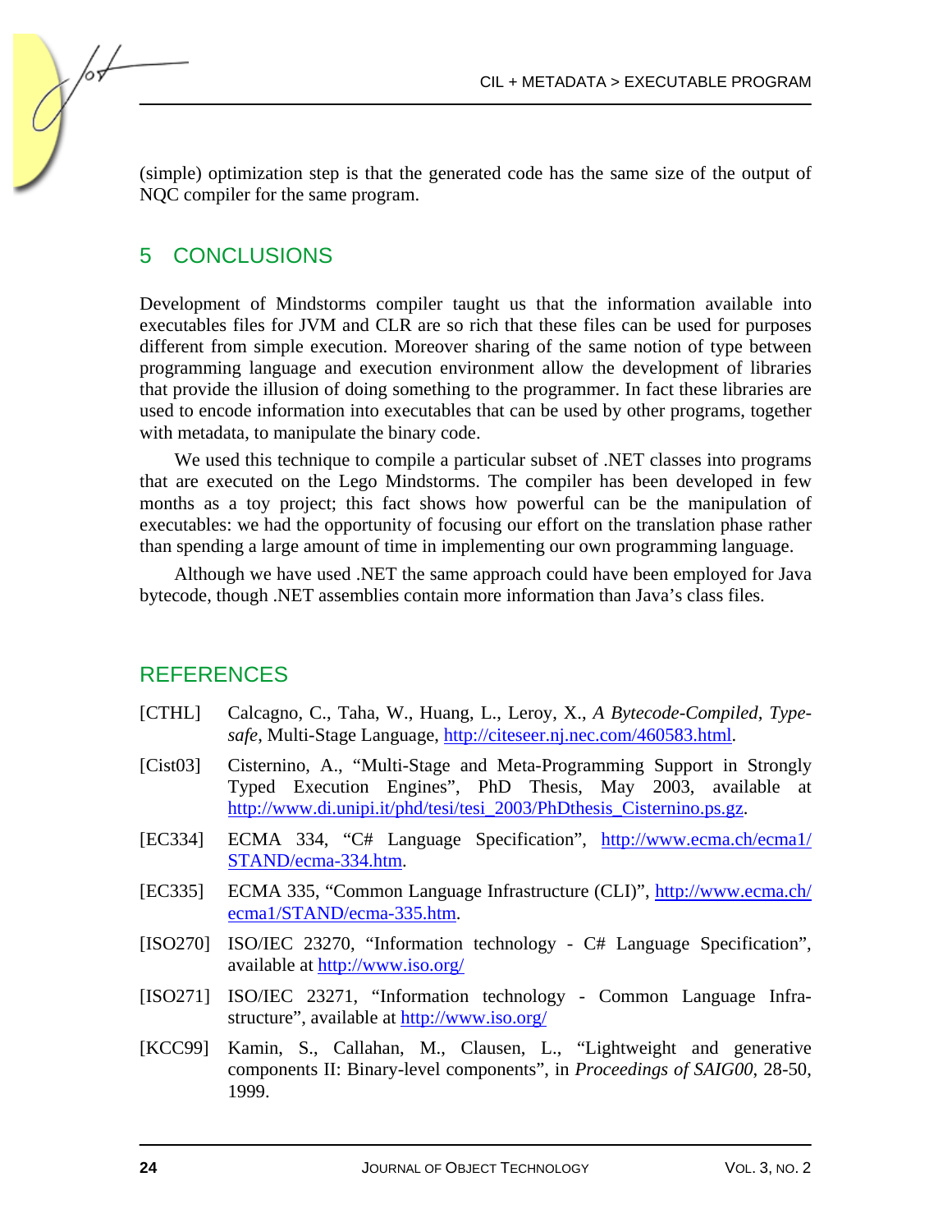(simple) optimization step is that the generated code has the same size of the output of NQC compiler for the same program.

## 5 CONCLUSIONS

Development of Mindstorms compiler taught us that the information available into executables files for JVM and CLR are so rich that these files can be used for purposes different from simple execution. Moreover sharing of the same notion of type between programming language and execution environment allow the development of libraries that provide the illusion of doing something to the programmer. In fact these libraries are used to encode information into executables that can be used by other programs, together with metadata, to manipulate the binary code.

We used this technique to compile a particular subset of .NET classes into programs that are executed on the Lego Mindstorms. The compiler has been developed in few months as a toy project; this fact shows how powerful can be the manipulation of executables: we had the opportunity of focusing our effort on the translation phase rather than spending a large amount of time in implementing our own programming language.

Although we have used .NET the same approach could have been employed for Java bytecode, though .NET assemblies contain more information than Java's class files.

## REFERENCES

[CTHL] Calcagno, C., Taha, W., Huang, L., Leroy, X., *A Bytecode-Compiled, Type-safe*, Multi-Stage Language, http://citeseer.nj.nec.com/460583.html.

[Cist03] Cisternino, A., "Multi-Stage and Meta-Programming Support in Strongly Typed Execution Engines", PhD Thesis, May 2003, available at http://www.di.unipi.it/phd/tesi/tesi_2003/PhDthesis_Cisternino.ps.gz.

[EC334] ECMA 334, "C# Language Specification", http://www.ecma.ch/ecma1/STAND/ecma-334.htm.

[EC335] ECMA 335, "Common Language Infrastructure (CLI)", http://www.ecma.ch/ecma1/STAND/ecma-335.htm.

[ISO270] ISO/IEC 23270, "Information technology - C# Language Specification", available at http://www.iso.org/

[ISO271] ISO/IEC 23271, "Information technology - Common Language Infrastructure", available at http://www.iso.org/

[KCC99] Kamin, S., Callahan, M., Clausen, L., "Lightweight and generative components II: Binary-level components", in *Proceedings of SAIG00*, 28-50, 1999.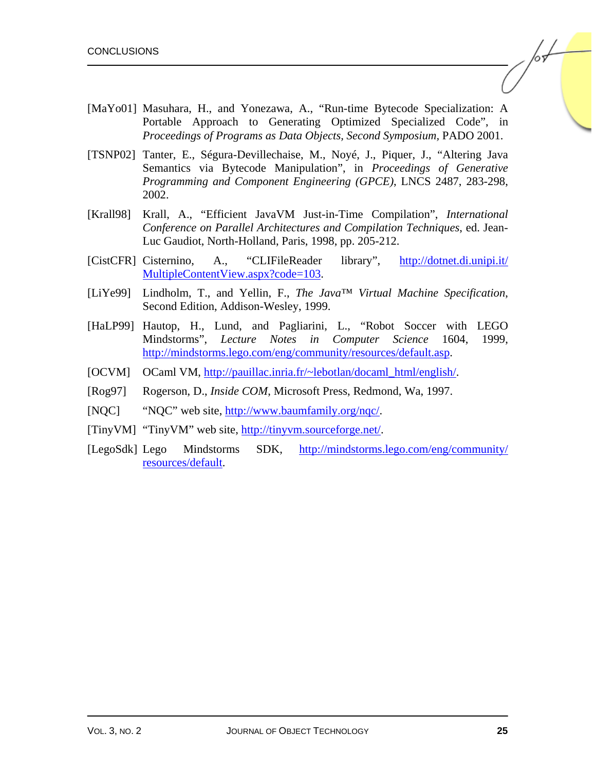[MaYo01] Masuhara, H., and Yonezawa, A., "Run-time Bytecode Specialization: A Portable Approach to Generating Optimized Specialized Code", in *Proceedings of Programs as Data Objects, Second Symposium*, PADO 2001.

[TSNP02] Tanter, E., Ségura-Devillechaise, M., Noyé, J., Piquer, J., "Altering Java Semantics via Bytecode Manipulation", in *Proceedings of Generative Programming and Component Engineering (GPCE)*, LNCS 2487, 283-298, 2002.

[Krall98] Krall, A., "Efficient JavaVM Just-in-Time Compilation", *International Conference on Parallel Architectures and Compilation Techniques*, ed. Jean-Luc Gaudiot, North-Holland, Paris, 1998, pp. 205-212.

[CistCFR] Cisternino, A., "CLIFileReader library", http://dotnet.di.unipi.it/MultipleContentView.aspx?code=103.

[LiYe99] Lindholm, T., and Yellin, F., *The Java™ Virtual Machine Specification*, Second Edition, Addison-Wesley, 1999.

[HaLP99] Hautop, H., Lund, and Pagliarini, L., "Robot Soccer with LEGO Mindstorms", *Lecture Notes in Computer Science* 1604, 1999, http://mindstorms.lego.com/eng/community/resources/default.asp.

[OCVM] OCaml VM, http://pauillac.inria.fr/~lebotlan/docaml_html/english/.

[Rog97] Rogerson, D., *Inside COM*, Microsoft Press, Redmond, Wa, 1997.

[NQC] "NQC" web site, http://www.baumfamily.org/nqc/.

[TinyVM] "TinyVM" web site, http://tinyvm.sourceforge.net/.

[LegoSdk] Lego Mindstorms SDK, http://mindstorms.lego.com/eng/community/resources/default.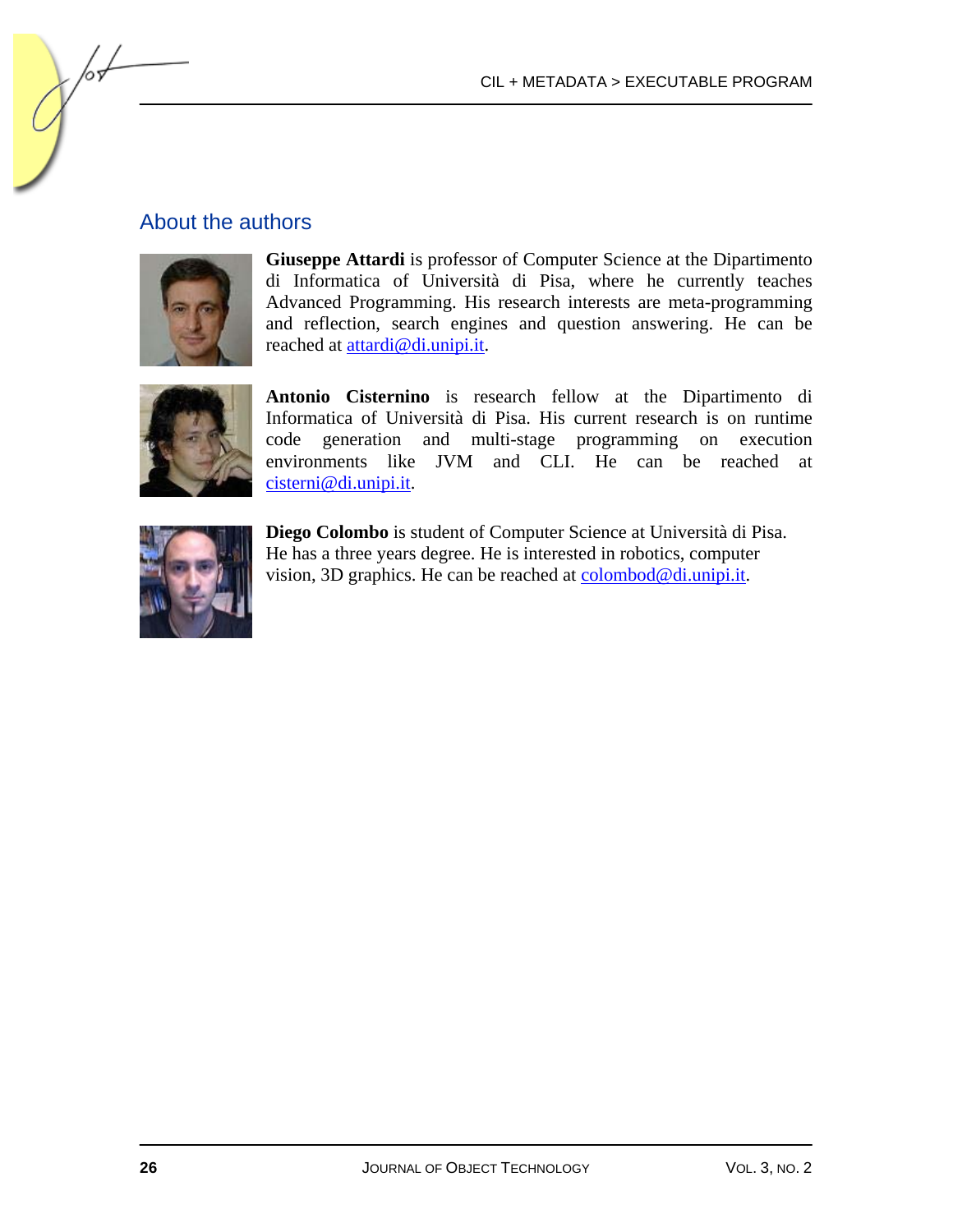## About the authors

**Giuseppe Attardi** is professor of Computer Science at the Dipartimento di Informatica of Università di Pisa, where he currently teaches Advanced Programming. His research interests are meta-programming and reflection, search engines and question answering. He can be reached at attardi@di.unipi.it.

**Antonio Cisternino** is research fellow at the Dipartimento di Informatica of Università di Pisa. His current research is on runtime code generation and multi-stage programming on execution environments like JVM and CLI. He can be reached at cisterni@di.unipi.it.

**Diego Colombo** is student of Computer Science at Università di Pisa. He has a three years degree. He is interested in robotics, computer vision, 3D graphics. He can be reached at colombod@di.unipi.it.